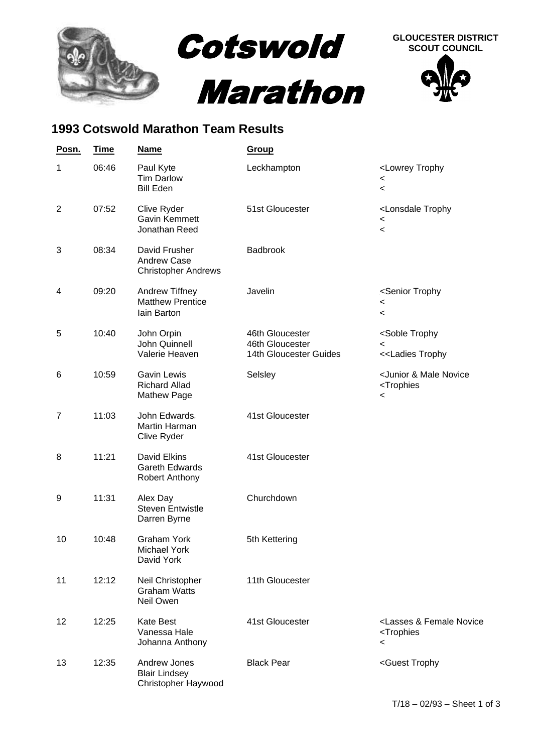# Cotswold Marathon

**GLOUCESTER DISTRICT SCOUT COUNCIL**

## 1993 Cotswold Marathon Team Results

| Posn. | Time | Name | Group | |
|---|---|---|---|---|
| 1 | 06:46 | Paul Kyte<br>Tim Darlow<br>Bill Eden | Leckhampton | <Lowrey Trophy<br><<br>< |
| 2 | 07:52 | Clive Ryder<br>Gavin Kemmett<br>Jonathan Reed | 51st Gloucester | <Lonsdale Trophy<br><<br>< |
| 3 | 08:34 | David Frusher<br>Andrew Case<br>Christopher Andrews | Badbrook | |
| 4 | 09:20 | Andrew Tiffney<br>Matthew Prentice<br>Iain Barton | Javelin | <Senior Trophy<br><<br>< |
| 5 | 10:40 | John Orpin<br>John Quinnell<br>Valerie Heaven | 46th Gloucester<br>46th Gloucester<br>14th Gloucester Guides | <Soble Trophy<br><<br><<Ladies Trophy |
| 6 | 10:59 | Gavin Lewis<br>Richard Allad<br>Mathew Page | Selsley | <Junior & Male Novice<br><Trophies<br>< |
| 7 | 11:03 | John Edwards<br>Martin Harman<br>Clive Ryder | 41st Gloucester | |
| 8 | 11:21 | David Elkins<br>Gareth Edwards<br>Robert Anthony | 41st Gloucester | |
| 9 | 11:31 | Alex Day<br>Steven Entwistle<br>Darren Byrne | Churchdown | |
| 10 | 10:48 | Graham York<br>Michael York<br>David York | 5th Kettering | |
| 11 | 12:12 | Neil Christopher<br>Graham Watts<br>Neil Owen | 11th Gloucester | |
| 12 | 12:25 | Kate Best<br>Vanessa Hale<br>Johanna Anthony | 41st Gloucester | <Lasses & Female Novice<br><Trophies<br>< |
| 13 | 12:35 | Andrew Jones<br>Blair Lindsey<br>Christopher Haywood | Black Pear | <Guest Trophy |

T/18 – 02/93 – Sheet 1 of 3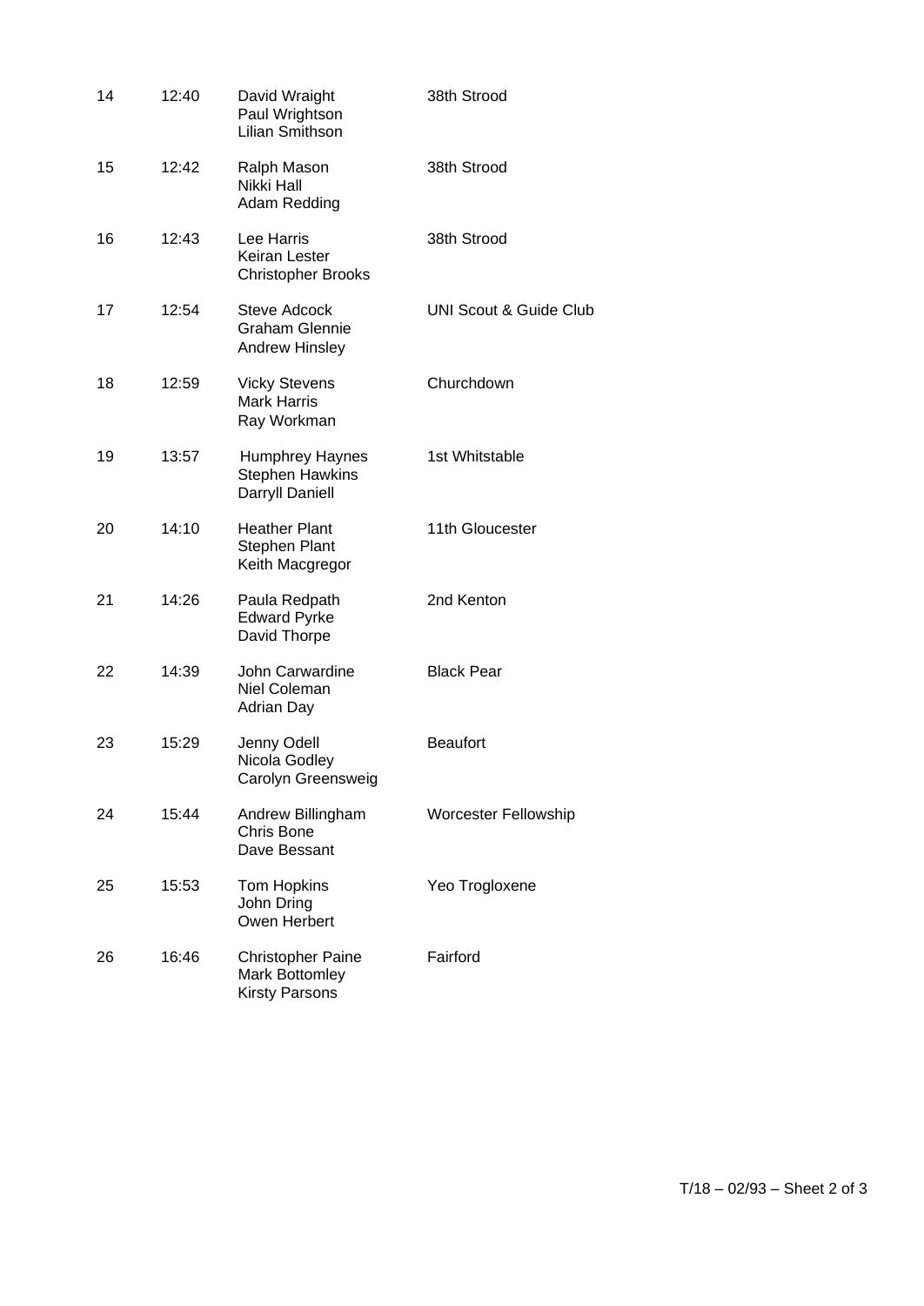| | | | |
|---|---|---|---|
| 14 | 12:40 | David Wraight<br>Paul Wrightson<br>Lilian Smithson | 38th Strood |
| 15 | 12:42 | Ralph Mason<br>Nikki Hall<br>Adam Redding | 38th Strood |
| 16 | 12:43 | Lee Harris<br>Keiran Lester<br>Christopher Brooks | 38th Strood |
| 17 | 12:54 | Steve Adcock<br>Graham Glennie<br>Andrew Hinsley | UNI Scout & Guide Club |
| 18 | 12:59 | Vicky Stevens<br>Mark Harris<br>Ray Workman | Churchdown |
| 19 | 13:57 | Humphrey Haynes<br>Stephen Hawkins<br>Darryll Daniell | 1st Whitstable |
| 20 | 14:10 | Heather Plant<br>Stephen Plant<br>Keith Macgregor | 11th Gloucester |
| 21 | 14:26 | Paula Redpath<br>Edward Pyrke<br>David Thorpe | 2nd Kenton |
| 22 | 14:39 | John Carwardine<br>Niel Coleman<br>Adrian Day | Black Pear |
| 23 | 15:29 | Jenny Odell<br>Nicola Godley<br>Carolyn Greensweig | Beaufort |
| 24 | 15:44 | Andrew Billingham<br>Chris Bone<br>Dave Bessant | Worcester Fellowship |
| 25 | 15:53 | Tom Hopkins<br>John Dring<br>Owen Herbert | Yeo Trogloxene |
| 26 | 16:46 | Christopher Paine<br>Mark Bottomley<br>Kirsty Parsons | Fairford |

T/18 – 02/93 – Sheet 2 of 3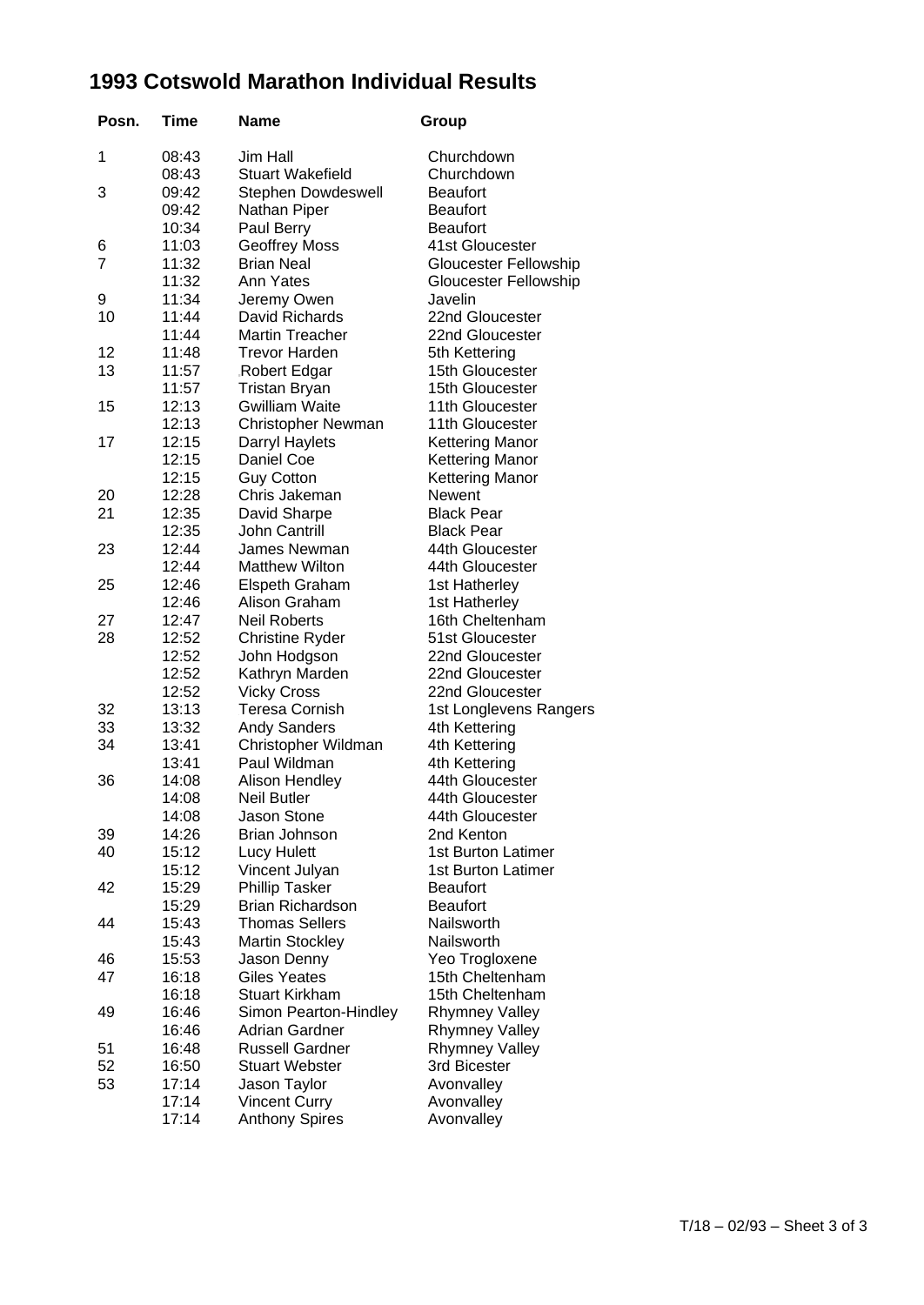# 1993 Cotswold Marathon Individual Results

| Posn. | Time | Name | Group |
|---|---|---|---|
| 1 | 08:43 | Jim Hall | Churchdown |
| | 08:43 | Stuart Wakefield | Churchdown |
| 3 | 09:42 | Stephen Dowdeswell | Beaufort |
| | 09:42 | Nathan Piper | Beaufort |
| | 10:34 | Paul Berry | Beaufort |
| 6 | 11:03 | Geoffrey Moss | 41st Gloucester |
| 7 | 11:32 | Brian Neal | Gloucester Fellowship |
| | 11:32 | Ann Yates | Gloucester Fellowship |
| 9 | 11:34 | Jeremy Owen | Javelin |
| 10 | 11:44 | David Richards | 22nd Gloucester |
| | 11:44 | Martin Treacher | 22nd Gloucester |
| 12 | 11:48 | Trevor Harden | 5th Kettering |
| 13 | 11:57 | Robert Edgar | 15th Gloucester |
| | 11:57 | Tristan Bryan | 15th Gloucester |
| 15 | 12:13 | Gwilliam Waite | 11th Gloucester |
| | 12:13 | Christopher Newman | 11th Gloucester |
| 17 | 12:15 | Darryl Haylets | Kettering Manor |
| | 12:15 | Daniel Coe | Kettering Manor |
| | 12:15 | Guy Cotton | Kettering Manor |
| 20 | 12:28 | Chris Jakeman | Newent |
| 21 | 12:35 | David Sharpe | Black Pear |
| | 12:35 | John Cantrill | Black Pear |
| 23 | 12:44 | James Newman | 44th Gloucester |
| | 12:44 | Matthew Wilton | 44th Gloucester |
| 25 | 12:46 | Elspeth Graham | 1st Hatherley |
| | 12:46 | Alison Graham | 1st Hatherley |
| 27 | 12:47 | Neil Roberts | 16th Cheltenham |
| 28 | 12:52 | Christine Ryder | 51st Gloucester |
| | 12:52 | John Hodgson | 22nd Gloucester |
| | 12:52 | Kathryn Marden | 22nd Gloucester |
| | 12:52 | Vicky Cross | 22nd Gloucester |
| 32 | 13:13 | Teresa Cornish | 1st Longlevens Rangers |
| 33 | 13:32 | Andy Sanders | 4th Kettering |
| 34 | 13:41 | Christopher Wildman | 4th Kettering |
| | 13:41 | Paul Wildman | 4th Kettering |
| 36 | 14:08 | Alison Hendley | 44th Gloucester |
| | 14:08 | Neil Butler | 44th Gloucester |
| | 14:08 | Jason Stone | 44th Gloucester |
| 39 | 14:26 | Brian Johnson | 2nd Kenton |
| 40 | 15:12 | Lucy Hulett | 1st Burton Latimer |
| | 15:12 | Vincent Julyan | 1st Burton Latimer |
| 42 | 15:29 | Phillip Tasker | Beaufort |
| | 15:29 | Brian Richardson | Beaufort |
| 44 | 15:43 | Thomas Sellers | Nailsworth |
| | 15:43 | Martin Stockley | Nailsworth |
| 46 | 15:53 | Jason Denny | Yeo Trogloxene |
| 47 | 16:18 | Giles Yeates | 15th Cheltenham |
| | 16:18 | Stuart Kirkham | 15th Cheltenham |
| 49 | 16:46 | Simon Pearton-Hindley | Rhymney Valley |
| | 16:46 | Adrian Gardner | Rhymney Valley |
| 51 | 16:48 | Russell Gardner | Rhymney Valley |
| 52 | 16:50 | Stuart Webster | 3rd Bicester |
| 53 | 17:14 | Jason Taylor | Avonvalley |
| | 17:14 | Vincent Curry | Avonvalley |
| | 17:14 | Anthony Spires | Avonvalley |

T/18 – 02/93 – Sheet 3 of 3